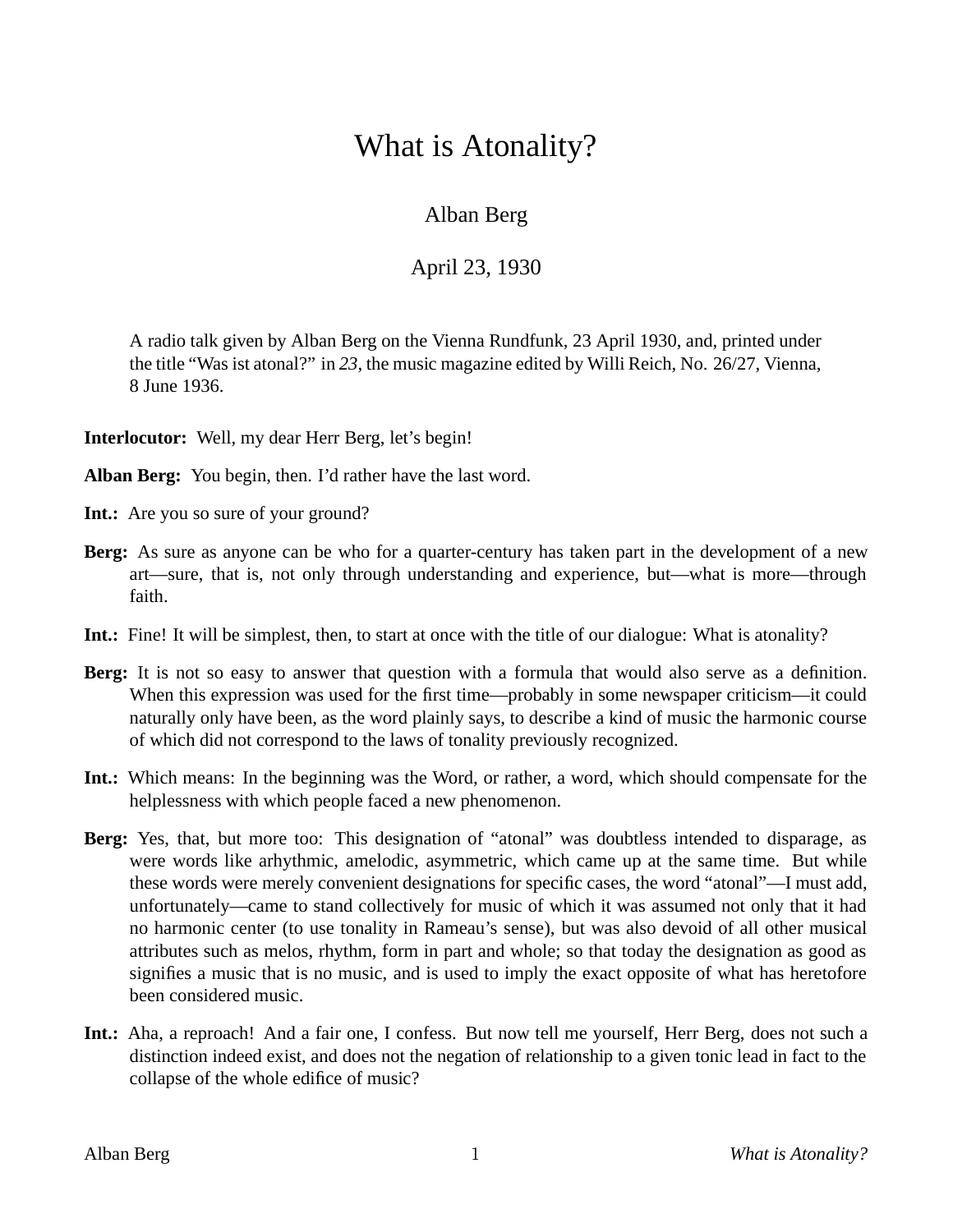# What is Atonality?

Alban Berg

April 23, 1930

> A radio talk given by Alban Berg on the Vienna Rundfunk, 23 April 1930, and, printed under the title "Was ist atonal?" in *23*, the music magazine edited by Willi Reich, No. 26/27, Vienna, 8 June 1936.

**Interlocutor:** Well, my dear Herr Berg, let's begin!

**Alban Berg:** You begin, then. I'd rather have the last word.

**Int.:** Are you so sure of your ground?

**Berg:** As sure as anyone can be who for a quarter-century has taken part in the development of a new art—sure, that is, not only through understanding and experience, but—what is more—through faith.

**Int.:** Fine! It will be simplest, then, to start at once with the title of our dialogue: What is atonality?

**Berg:** It is not so easy to answer that question with a formula that would also serve as a definition. When this expression was used for the first time—probably in some newspaper criticism—it could naturally only have been, as the word plainly says, to describe a kind of music the harmonic course of which did not correspond to the laws of tonality previously recognized.

**Int.:** Which means: In the beginning was the Word, or rather, a word, which should compensate for the helplessness with which people faced a new phenomenon.

**Berg:** Yes, that, but more too: This designation of "atonal" was doubtless intended to disparage, as were words like arhythmic, amelodic, asymmetric, which came up at the same time. But while these words were merely convenient designations for specific cases, the word "atonal"—I must add, unfortunately—came to stand collectively for music of which it was assumed not only that it had no harmonic center (to use tonality in Rameau's sense), but was also devoid of all other musical attributes such as melos, rhythm, form in part and whole; so that today the designation as good as signifies a music that is no music, and is used to imply the exact opposite of what has heretofore been considered music.

**Int.:** Aha, a reproach! And a fair one, I confess. But now tell me yourself, Herr Berg, does not such a distinction indeed exist, and does not the negation of relationship to a given tonic lead in fact to the collapse of the whole edifice of music?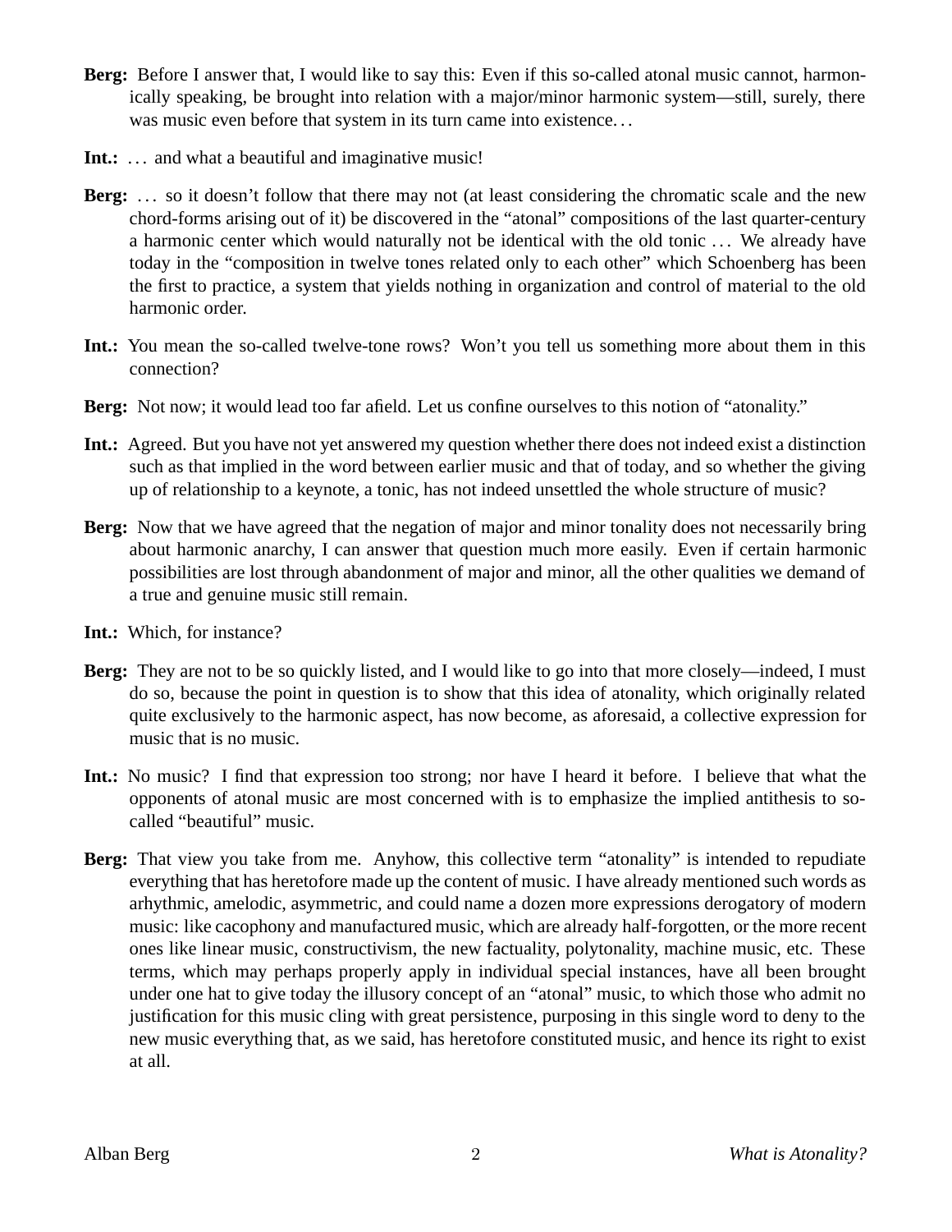**Berg:** Before I answer that, I would like to say this: Even if this so-called atonal music cannot, harmonically speaking, be brought into relation with a major/minor harmonic system—still, surely, there was music even before that system in its turn came into existence. . .

**Int.:** . . . and what a beautiful and imaginative music!

**Berg:** . . . so it doesn't follow that there may not (at least considering the chromatic scale and the new chord-forms arising out of it) be discovered in the "atonal" compositions of the last quarter-century a harmonic center which would naturally not be identical with the old tonic . . . We already have today in the "composition in twelve tones related only to each other" which Schoenberg has been the first to practice, a system that yields nothing in organization and control of material to the old harmonic order.

**Int.:** You mean the so-called twelve-tone rows? Won't you tell us something more about them in this connection?

**Berg:** Not now; it would lead too far afield. Let us confine ourselves to this notion of "atonality."

**Int.:** Agreed. But you have not yet answered my question whether there does not indeed exist a distinction such as that implied in the word between earlier music and that of today, and so whether the giving up of relationship to a keynote, a tonic, has not indeed unsettled the whole structure of music?

**Berg:** Now that we have agreed that the negation of major and minor tonality does not necessarily bring about harmonic anarchy, I can answer that question much more easily. Even if certain harmonic possibilities are lost through abandonment of major and minor, all the other qualities we demand of a true and genuine music still remain.

**Int.:** Which, for instance?

**Berg:** They are not to be so quickly listed, and I would like to go into that more closely—indeed, I must do so, because the point in question is to show that this idea of atonality, which originally related quite exclusively to the harmonic aspect, has now become, as aforesaid, a collective expression for music that is no music.

**Int.:** No music? I find that expression too strong; nor have I heard it before. I believe that what the opponents of atonal music are most concerned with is to emphasize the implied antithesis to so-called "beautiful" music.

**Berg:** That view you take from me. Anyhow, this collective term "atonality" is intended to repudiate everything that has heretofore made up the content of music. I have already mentioned such words as arhythmic, amelodic, asymmetric, and could name a dozen more expressions derogatory of modern music: like cacophony and manufactured music, which are already half-forgotten, or the more recent ones like linear music, constructivism, the new factuality, polytonality, machine music, etc. These terms, which may perhaps properly apply in individual special instances, have all been brought under one hat to give today the illusory concept of an "atonal" music, to which those who admit no justification for this music cling with great persistence, purposing in this single word to deny to the new music everything that, as we said, has heretofore constituted music, and hence its right to exist at all.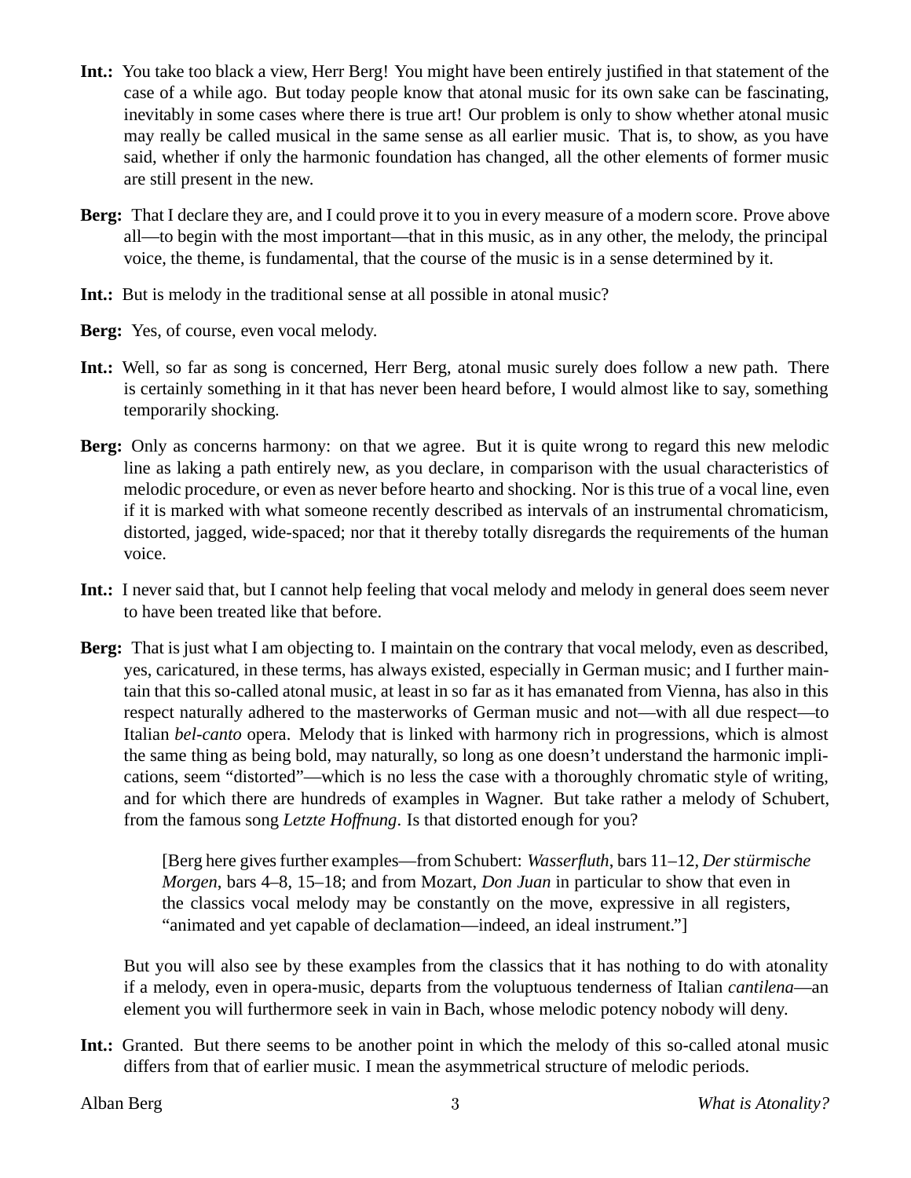**Int.:** You take too black a view, Herr Berg! You might have been entirely justified in that statement of the case of a while ago. But today people know that atonal music for its own sake can be fascinating, inevitably in some cases where there is true art! Our problem is only to show whether atonal music may really be called musical in the same sense as all earlier music. That is, to show, as you have said, whether if only the harmonic foundation has changed, all the other elements of former music are still present in the new.

**Berg:** That I declare they are, and I could prove it to you in every measure of a modern score. Prove above all—to begin with the most important—that in this music, as in any other, the melody, the principal voice, the theme, is fundamental, that the course of the music is in a sense determined by it.

**Int.:** But is melody in the traditional sense at all possible in atonal music?

**Berg:** Yes, of course, even vocal melody.

**Int.:** Well, so far as song is concerned, Herr Berg, atonal music surely does follow a new path. There is certainly something in it that has never been heard before, I would almost like to say, something temporarily shocking.

**Berg:** Only as concerns harmony: on that we agree. But it is quite wrong to regard this new melodic line as laking a path entirely new, as you declare, in comparison with the usual characteristics of melodic procedure, or even as never before hearto and shocking. Nor is this true of a vocal line, even if it is marked with what someone recently described as intervals of an instrumental chromaticism, distorted, jagged, wide-spaced; nor that it thereby totally disregards the requirements of the human voice.

**Int.:** I never said that, but I cannot help feeling that vocal melody and melody in general does seem never to have been treated like that before.

**Berg:** That is just what I am objecting to. I maintain on the contrary that vocal melody, even as described, yes, caricatured, in these terms, has always existed, especially in German music; and I further maintain that this so-called atonal music, at least in so far as it has emanated from Vienna, has also in this respect naturally adhered to the masterworks of German music and not—with all due respect—to Italian *bel-canto* opera. Melody that is linked with harmony rich in progressions, which is almost the same thing as being bold, may naturally, so long as one doesn't understand the harmonic implications, seem "distorted"—which is no less the case with a thoroughly chromatic style of writing, and for which there are hundreds of examples in Wagner. But take rather a melody of Schubert, from the famous song *Letzte Hoffnung*. Is that distorted enough for you?

> [Berg here gives further examples—from Schubert: *Wasserfluth*, bars 11–12, *Der stürmische Morgen*, bars 4–8, 15–18; and from Mozart, *Don Juan* in particular to show that even in the classics vocal melody may be constantly on the move, expressive in all registers, "animated and yet capable of declamation—indeed, an ideal instrument."]

But you will also see by these examples from the classics that it has nothing to do with atonality if a melody, even in opera-music, departs from the voluptuous tenderness of Italian *cantilena*—an element you will furthermore seek in vain in Bach, whose melodic potency nobody will deny.

**Int.:** Granted. But there seems to be another point in which the melody of this so-called atonal music differs from that of earlier music. I mean the asymmetrical structure of melodic periods.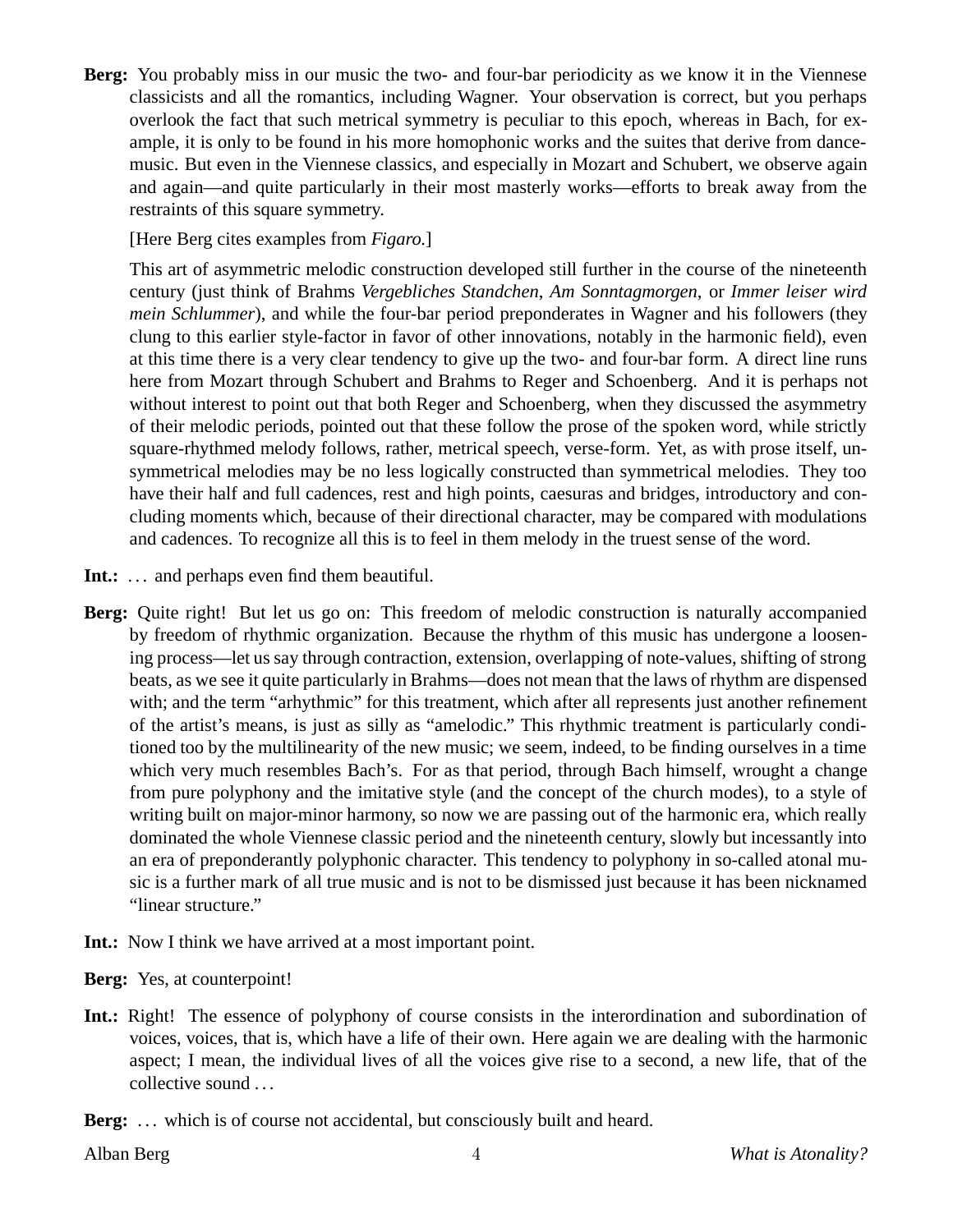**Berg:** You probably miss in our music the two- and four-bar periodicity as we know it in the Viennese classicists and all the romantics, including Wagner. Your observation is correct, but you perhaps overlook the fact that such metrical symmetry is peculiar to this epoch, whereas in Bach, for example, it is only to be found in his more homophonic works and the suites that derive from dance-music. But even in the Viennese classics, and especially in Mozart and Schubert, we observe again and again—and quite particularly in their most masterly works—efforts to break away from the restraints of this square symmetry.

[Here Berg cites examples from *Figaro.*]

This art of asymmetric melodic construction developed still further in the course of the nineteenth century (just think of Brahms *Vergebliches Standchen*, *Am Sonntagmorgen*, or *Immer leiser wird mein Schlummer*), and while the four-bar period preponderates in Wagner and his followers (they clung to this earlier style-factor in favor of other innovations, notably in the harmonic field), even at this time there is a very clear tendency to give up the two- and four-bar form. A direct line runs here from Mozart through Schubert and Brahms to Reger and Schoenberg. And it is perhaps not without interest to point out that both Reger and Schoenberg, when they discussed the asymmetry of their melodic periods, pointed out that these follow the prose of the spoken word, while strictly square-rhythmed melody follows, rather, metrical speech, verse-form. Yet, as with prose itself, unsymmetrical melodies may be no less logically constructed than symmetrical melodies. They too have their half and full cadences, rest and high points, caesuras and bridges, introductory and concluding moments which, because of their directional character, may be compared with modulations and cadences. To recognize all this is to feel in them melody in the truest sense of the word.

**Int.:** … and perhaps even find them beautiful.

**Berg:** Quite right! But let us go on: This freedom of melodic construction is naturally accompanied by freedom of rhythmic organization. Because the rhythm of this music has undergone a loosening process—let us say through contraction, extension, overlapping of note-values, shifting of strong beats, as we see it quite particularly in Brahms—does not mean that the laws of rhythm are dispensed with; and the term "arhythmic" for this treatment, which after all represents just another refinement of the artist's means, is just as silly as "amelodic." This rhythmic treatment is particularly conditioned too by the multilinearity of the new music; we seem, indeed, to be finding ourselves in a time which very much resembles Bach's. For as that period, through Bach himself, wrought a change from pure polyphony and the imitative style (and the concept of the church modes), to a style of writing built on major-minor harmony, so now we are passing out of the harmonic era, which really dominated the whole Viennese classic period and the nineteenth century, slowly but incessantly into an era of preponderantly polyphonic character. This tendency to polyphony in so-called atonal music is a further mark of all true music and is not to be dismissed just because it has been nicknamed "linear structure."

**Int.:** Now I think we have arrived at a most important point.

**Berg:** Yes, at counterpoint!

**Int.:** Right! The essence of polyphony of course consists in the interordination and subordination of voices, voices, that is, which have a life of their own. Here again we are dealing with the harmonic aspect; I mean, the individual lives of all the voices give rise to a second, a new life, that of the collective sound …

**Berg:** … which is of course not accidental, but consciously built and heard.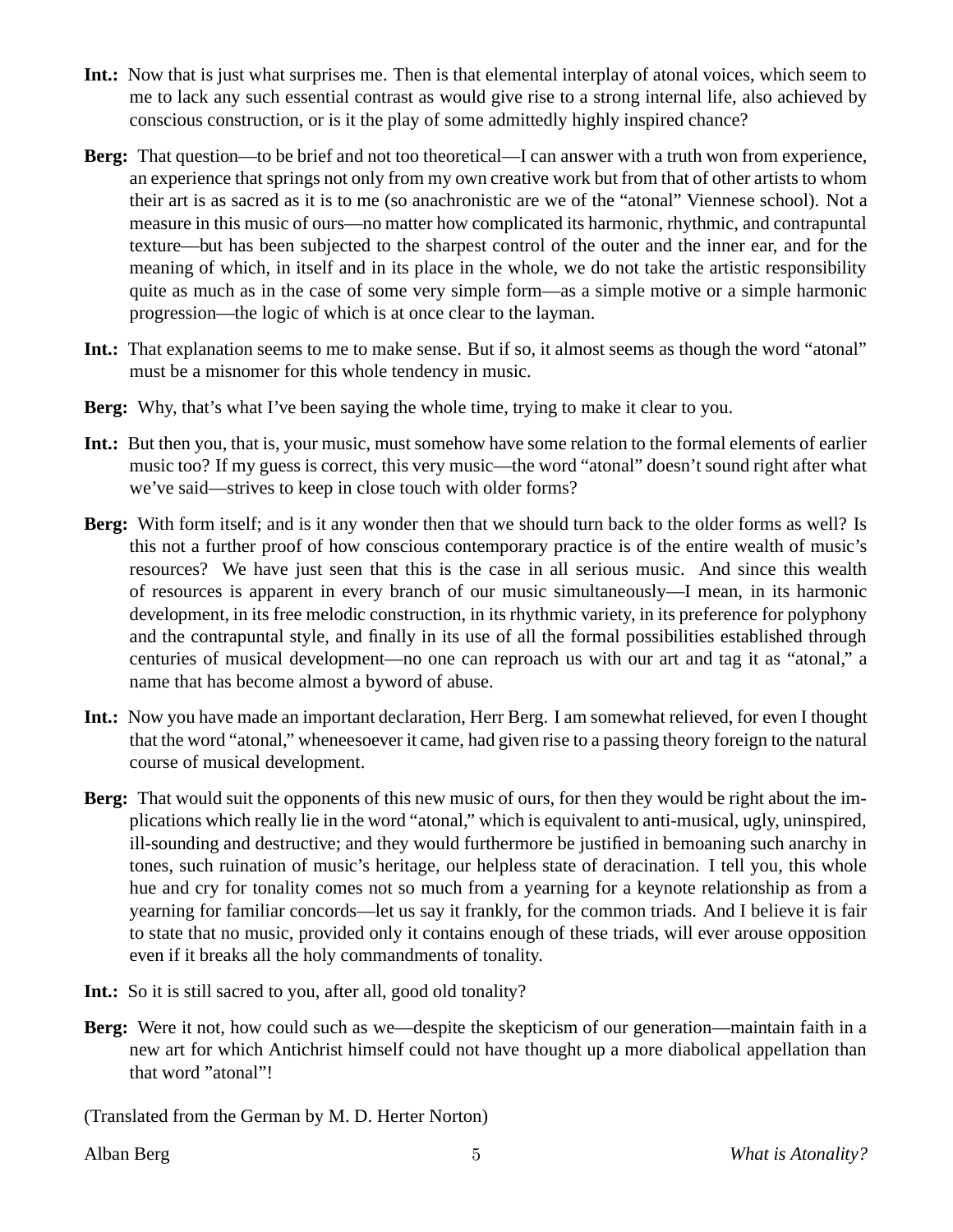**Int.:** Now that is just what surprises me. Then is that elemental interplay of atonal voices, which seem to me to lack any such essential contrast as would give rise to a strong internal life, also achieved by conscious construction, or is it the play of some admittedly highly inspired chance?

**Berg:** That question—to be brief and not too theoretical—I can answer with a truth won from experience, an experience that springs not only from my own creative work but from that of other artists to whom their art is as sacred as it is to me (so anachronistic are we of the "atonal" Viennese school). Not a measure in this music of ours—no matter how complicated its harmonic, rhythmic, and contrapuntal texture—but has been subjected to the sharpest control of the outer and the inner ear, and for the meaning of which, in itself and in its place in the whole, we do not take the artistic responsibility quite as much as in the case of some very simple form—as a simple motive or a simple harmonic progression—the logic of which is at once clear to the layman.

**Int.:** That explanation seems to me to make sense. But if so, it almost seems as though the word "atonal" must be a misnomer for this whole tendency in music.

**Berg:** Why, that's what I've been saying the whole time, trying to make it clear to you.

**Int.:** But then you, that is, your music, must somehow have some relation to the formal elements of earlier music too? If my guess is correct, this very music—the word "atonal" doesn't sound right after what we've said—strives to keep in close touch with older forms?

**Berg:** With form itself; and is it any wonder then that we should turn back to the older forms as well? Is this not a further proof of how conscious contemporary practice is of the entire wealth of music's resources? We have just seen that this is the case in all serious music. And since this wealth of resources is apparent in every branch of our music simultaneously—I mean, in its harmonic development, in its free melodic construction, in its rhythmic variety, in its preference for polyphony and the contrapuntal style, and finally in its use of all the formal possibilities established through centuries of musical development—no one can reproach us with our art and tag it as "atonal," a name that has become almost a byword of abuse.

**Int.:** Now you have made an important declaration, Herr Berg. I am somewhat relieved, for even I thought that the word "atonal," wheneesoever it came, had given rise to a passing theory foreign to the natural course of musical development.

**Berg:** That would suit the opponents of this new music of ours, for then they would be right about the implications which really lie in the word "atonal," which is equivalent to anti-musical, ugly, uninspired, ill-sounding and destructive; and they would furthermore be justified in bemoaning such anarchy in tones, such ruination of music's heritage, our helpless state of deracination. I tell you, this whole hue and cry for tonality comes not so much from a yearning for a keynote relationship as from a yearning for familiar concords—let us say it frankly, for the common triads. And I believe it is fair to state that no music, provided only it contains enough of these triads, will ever arouse opposition even if it breaks all the holy commandments of tonality.

**Int.:** So it is still sacred to you, after all, good old tonality?

**Berg:** Were it not, how could such as we—despite the skepticism of our generation—maintain faith in a new art for which Antichrist himself could not have thought up a more diabolical appellation than that word "atonal"!

(Translated from the German by M. D. Herter Norton)